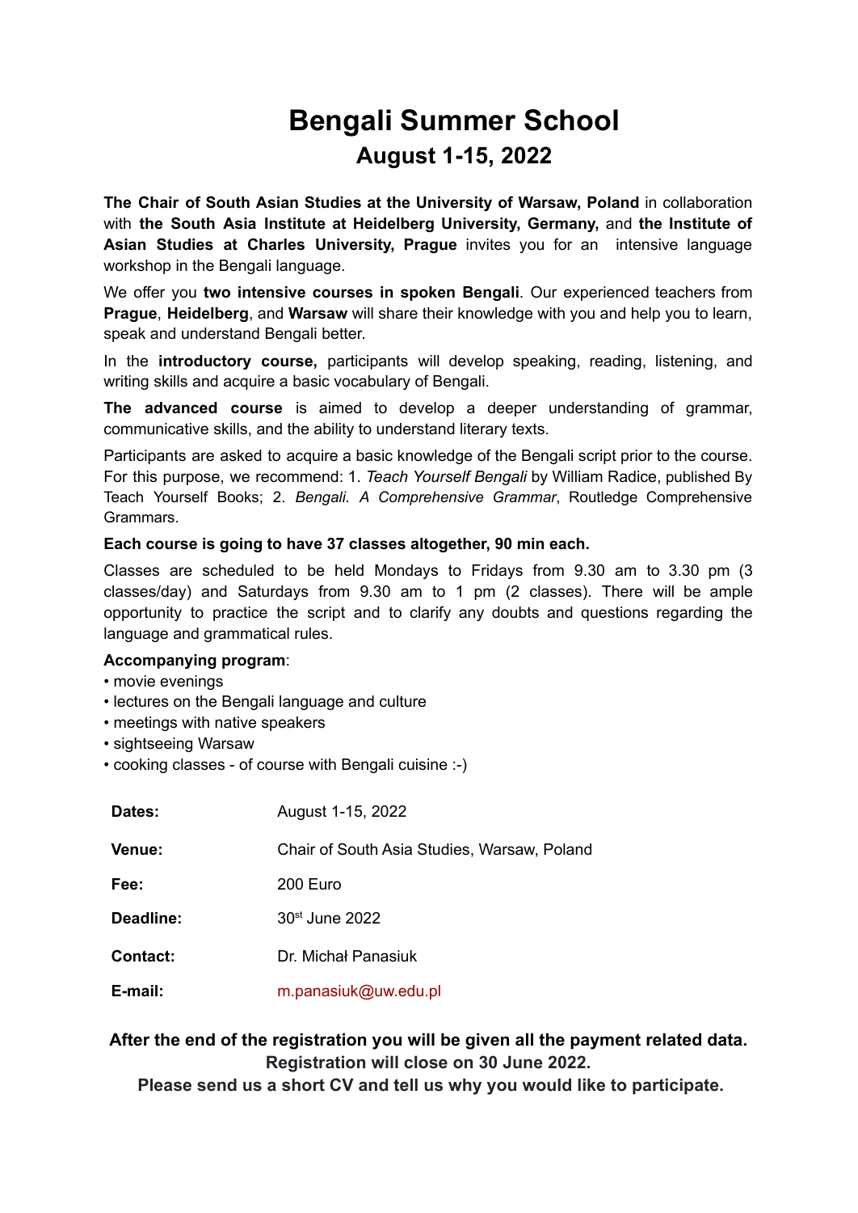# Bengali Summer School

## August 1-15, 2022

**The Chair of South Asian Studies at the University of Warsaw, Poland** in collaboration with **the South Asia Institute at Heidelberg University, Germany,** and **the Institute of Asian Studies at Charles University, Prague** invites you for an intensive language workshop in the Bengali language.

We offer you **two intensive courses in spoken Bengali**. Our experienced teachers from **Prague**, **Heidelberg**, and **Warsaw** will share their knowledge with you and help you to learn, speak and understand Bengali better.

In the **introductory course,** participants will develop speaking, reading, listening, and writing skills and acquire a basic vocabulary of Bengali.

**The advanced course** is aimed to develop a deeper understanding of grammar, communicative skills, and the ability to understand literary texts.

Participants are asked to acquire a basic knowledge of the Bengali script prior to the course. For this purpose, we recommend: 1. *Teach Yourself Bengali* by William Radice, published By Teach Yourself Books; 2. *Bengali. A Comprehensive Grammar*, Routledge Comprehensive Grammars.

**Each course is going to have 37 classes altogether, 90 min each.**

Classes are scheduled to be held Mondays to Fridays from 9.30 am to 3.30 pm (3 classes/day) and Saturdays from 9.30 am to 1 pm (2 classes). There will be ample opportunity to practice the script and to clarify any doubts and questions regarding the language and grammatical rules.

**Accompanying program**:

- movie evenings
- lectures on the Bengali language and culture
- meetings with native speakers
- sightseeing Warsaw
- cooking classes - of course with Bengali cuisine :-)

| | |
|---|---|
| **Dates:** | August 1-15, 2022 |
| **Venue:** | Chair of South Asia Studies, Warsaw, Poland |
| **Fee:** | 200 Euro |
| **Deadline:** | 30st June 2022 |
| **Contact:** | Dr. Michał Panasiuk |
| **E-mail:** | m.panasiuk@uw.edu.pl |

**After the end of the registration you will be given all the payment related data.**

**Registration will close on 30 June 2022.**

**Please send us a short CV and tell us why you would like to participate.**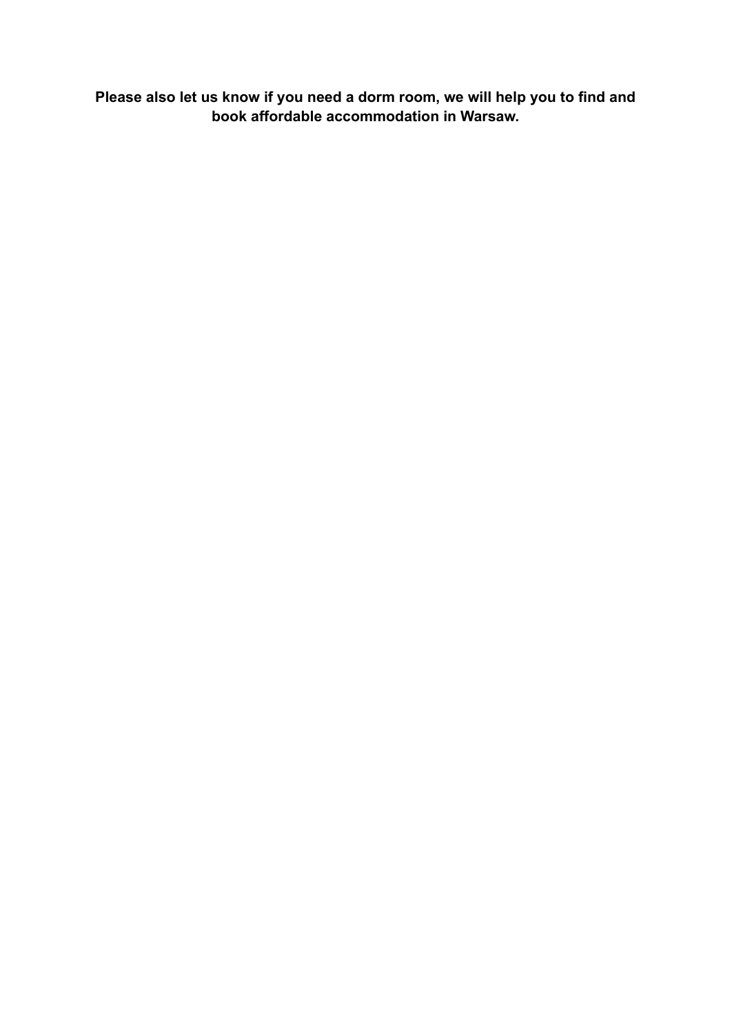**Please also let us know if you need a dorm room, we will help you to find and book affordable accommodation in Warsaw.**